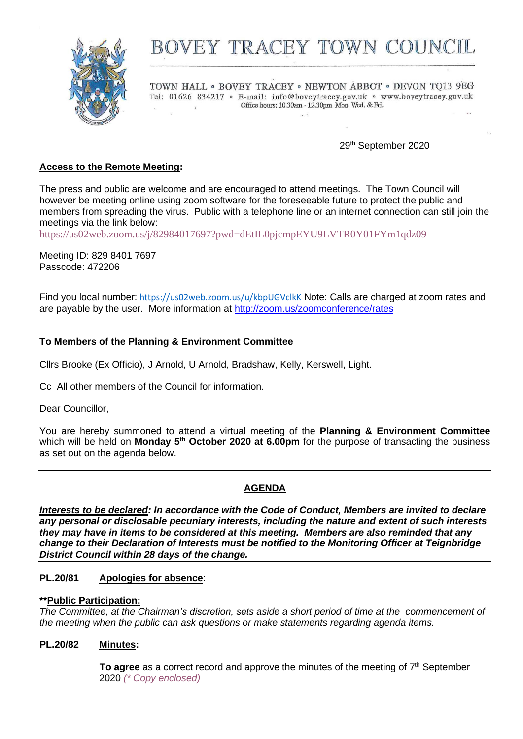# BOVEY TRACEY TOWN COUNCIL

TOWN HALL • BOVEY TRACEY • NEWTON ABBOT • DEVON TQ13 9EG
Tel: 01626 834217 • E-mail: info@boveytracey.gov.uk • www.boveytracey.gov.uk
Office hours: 10.30am - 12.30pm Mon. Wed. & Fri.

29th September 2020

**Access to the Remote Meeting:**

The press and public are welcome and are encouraged to attend meetings. The Town Council will however be meeting online using zoom software for the foreseeable future to protect the public and members from spreading the virus. Public with a telephone line or an internet connection can still join the meetings via the link below:
https://us02web.zoom.us/j/82984017697?pwd=dEtIL0pjcmpEYU9LVTR0Y01FYm1qdz09

Meeting ID: 829 8401 7697
Passcode: 472206

Find you local number: https://us02web.zoom.us/u/kbpUGVclkK Note: Calls are charged at zoom rates and are payable by the user. More information at http://zoom.us/zoomconference/rates

**To Members of the Planning & Environment Committee**

Cllrs Brooke (Ex Officio), J Arnold, U Arnold, Bradshaw, Kelly, Kerswell, Light.

Cc All other members of the Council for information.

Dear Councillor,

You are hereby summoned to attend a virtual meeting of the **Planning & Environment Committee** which will be held on **Monday 5th October 2020 at 6.00pm** for the purpose of transacting the business as set out on the agenda below.

---

## AGENDA

***Interests to be declared: In accordance with the Code of Conduct, Members are invited to declare any personal or disclosable pecuniary interests, including the nature and extent of such interests they may have in items to be considered at this meeting. Members are also reminded that any change to their Declaration of Interests must be notified to the Monitoring Officer at Teignbridge District Council within 28 days of the change.***

---

**PL.20/81 Apologies for absence**:

****Public Participation:**
*The Committee, at the Chairman's discretion, sets aside a short period of time at the commencement of the meeting when the public can ask questions or make statements regarding agenda items.*

**PL.20/82 Minutes:**

**To agree** as a correct record and approve the minutes of the meeting of 7th September 2020 *(* Copy enclosed)*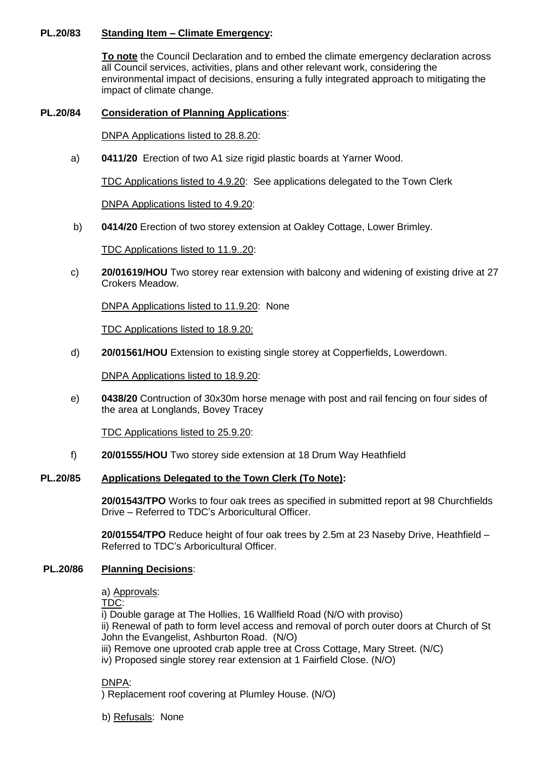**PL.20/83 Standing Item – Climate Emergency:**

**To note** the Council Declaration and to embed the climate emergency declaration across all Council services, activities, plans and other relevant work, considering the environmental impact of decisions, ensuring a fully integrated approach to mitigating the impact of climate change.

**PL.20/84 Consideration of Planning Applications:**

DNPA Applications listed to 28.8.20:

a) **0411/20** Erection of two A1 size rigid plastic boards at Yarner Wood.

TDC Applications listed to 4.9.20: See applications delegated to the Town Clerk

DNPA Applications listed to 4.9.20:

b) **0414/20** Erection of two storey extension at Oakley Cottage, Lower Brimley.

TDC Applications listed to 11.9..20:

c) **20/01619/HOU** Two storey rear extension with balcony and widening of existing drive at 27 Crokers Meadow.

DNPA Applications listed to 11.9.20: None

TDC Applications listed to 18.9.20:

d) **20/01561/HOU** Extension to existing single storey at Copperfields, Lowerdown.

DNPA Applications listed to 18.9.20:

e) **0438/20** Contruction of 30x30m horse menage with post and rail fencing on four sides of the area at Longlands, Bovey Tracey

TDC Applications listed to 25.9.20:

f) **20/01555/HOU** Two storey side extension at 18 Drum Way Heathfield

**PL.20/85 Applications Delegated to the Town Clerk (To Note):**

**20/01543/TPO** Works to four oak trees as specified in submitted report at 98 Churchfields Drive – Referred to TDC's Arboricultural Officer.

**20/01554/TPO** Reduce height of four oak trees by 2.5m at 23 Naseby Drive, Heathfield – Referred to TDC's Arboricultural Officer.

**PL.20/86 Planning Decisions:**

a) Approvals:

TDC:

i) Double garage at The Hollies, 16 Wallfield Road (N/O with proviso)
ii) Renewal of path to form level access and removal of porch outer doors at Church of St John the Evangelist, Ashburton Road. (N/O)
iii) Remove one uprooted crab apple tree at Cross Cottage, Mary Street. (N/C)
iv) Proposed single storey rear extension at 1 Fairfield Close. (N/O)

DNPA:

) Replacement roof covering at Plumley House. (N/O)

b) Refusals: None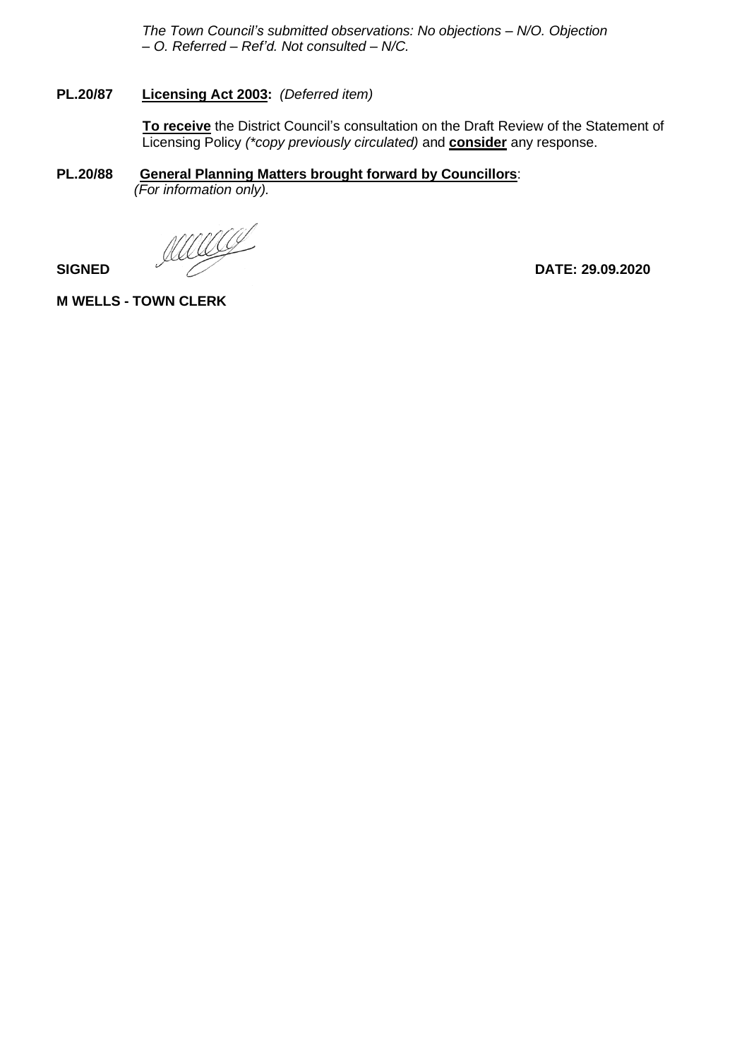*The Town Council's submitted observations: No objections – N/O. Objection – O. Referred – Ref'd. Not consulted – N/C.*

**PL.20/87 Licensing Act 2003:** *(Deferred item)*

**To receive** the District Council's consultation on the Draft Review of the Statement of Licensing Policy *(\*copy previously circulated)* and **consider** any response.

**PL.20/88 General Planning Matters brought forward by Councillors**:
*(For information only).*

**SIGNED** **DATE: 29.09.2020**

**M WELLS - TOWN CLERK**